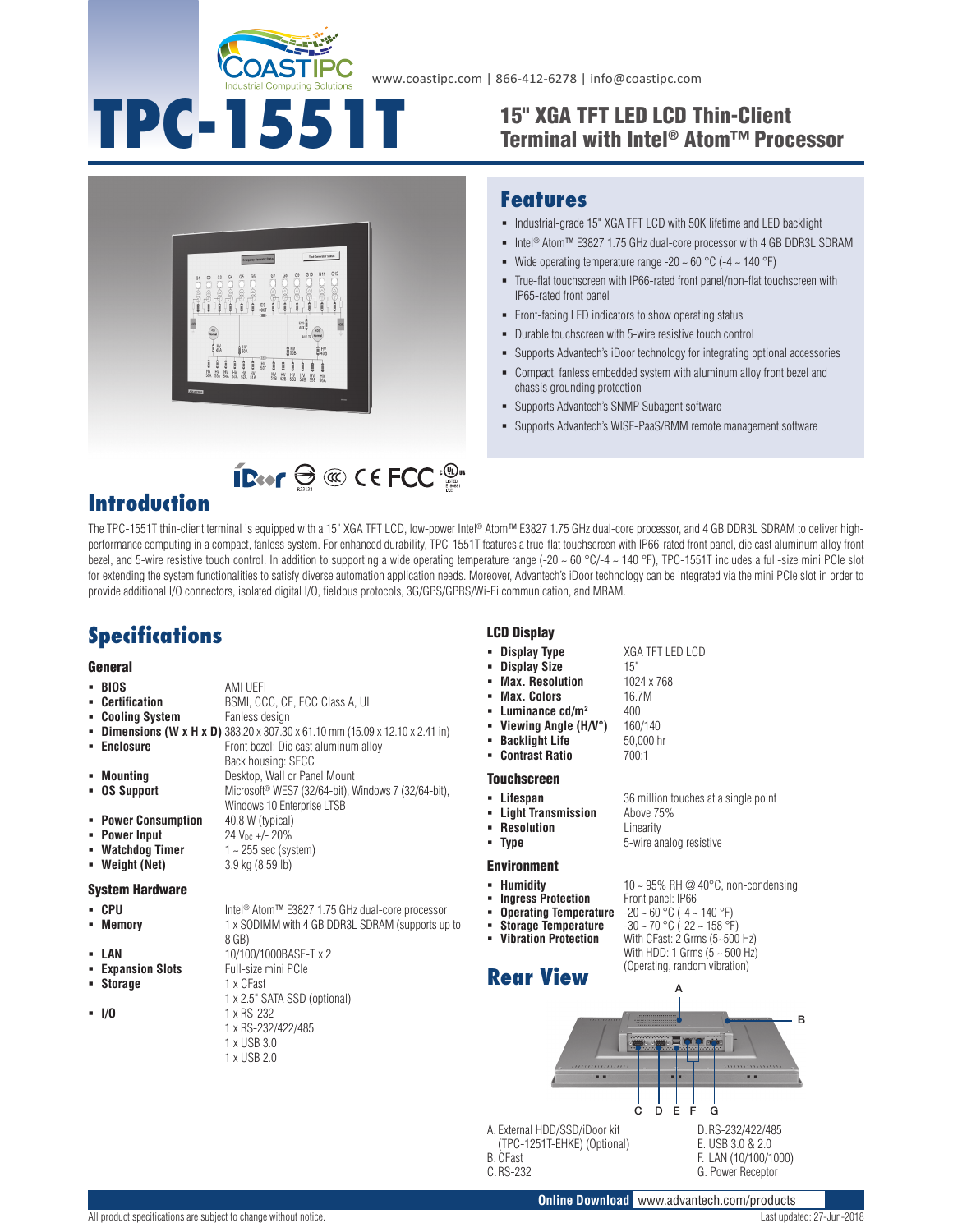COASTIPC Industrial Computing Solutions

www.coastipc.com | 866-412-6278 | info@coastipc.com

# TPC-1551T

## 15" XGA TFT LED LCD Thin-Client Terminal with Intel® Atom™ Processor

## Features

- Industrial-grade 15" XGA TFT LCD with 50K lifetime and LED backlight
- Intel® Atom™ E3827 1.75 GHz dual-core processor with 4 GB DDR3L SDRAM
- Wide operating temperature range -20 ~ 60 °C (-4 ~ 140 °F)
- True-flat touchscreen with IP66-rated front panel/non-flat touchscreen with IP65-rated front panel
- Front-facing LED indicators to show operating status
- Durable touchscreen with 5-wire resistive touch control
- Supports Advantech's iDoor technology for integrating optional accessories
- Compact, fanless embedded system with aluminum alloy front bezel and chassis grounding protection
- Supports Advantech's SNMP Subagent software
- Supports Advantech's WISE-PaaS/RMM remote management software

## Introduction

The TPC-1551T thin-client terminal is equipped with a 15" XGA TFT LCD, low-power Intel® Atom™ E3827 1.75 GHz dual-core processor, and 4 GB DDR3L SDRAM to deliver high-performance computing in a compact, fanless system. For enhanced durability, TPC-1551T features a true-flat touchscreen with IP66-rated front panel, die cast aluminum alloy front bezel, and 5-wire resistive touch control. In addition to supporting a wide operating temperature range (-20 ~ 60 °C/-4 ~ 140 °F), TPC-1551T includes a full-size mini PCIe slot for extending the system functionalities to satisfy diverse automation application needs. Moreover, Advantech's iDoor technology can be integrated via the mini PCIe slot in order to provide additional I/O connectors, isolated digital I/O, fieldbus protocols, 3G/GPS/GPRS/Wi-Fi communication, and MRAM.

## Specifications

### General

- **BIOS**: AMI UEFI
- **Certification**: BSMI, CCC, CE, FCC Class A, UL
- **Cooling System**: Fanless design
- **Dimensions (W x H x D)**: 383.20 x 307.30 x 61.10 mm (15.09 x 12.10 x 2.41 in)
- **Enclosure**: Front bezel: Die cast aluminum alloy; Back housing: SECC
- **Mounting**: Desktop, Wall or Panel Mount
- **OS Support**: Microsoft® WES7 (32/64-bit), Windows 7 (32/64-bit), Windows 10 Enterprise LTSB
- **Power Consumption**: 40.8 W (typical)
- **Power Input**: 24 $V_{DC}$ +/- 20%
- **Watchdog Timer**: 1 ~ 255 sec (system)
- **Weight (Net)**: 3.9 kg (8.59 lb)

### System Hardware

- **CPU**: Intel® Atom™ E3827 1.75 GHz dual-core processor
- **Memory**: 1 x SODIMM with 4 GB DDR3L SDRAM (supports up to 8 GB)
- **LAN**: 10/100/1000BASE-T x 2
- **Expansion Slots**: Full-size mini PCIe
- **Storage**: 1 x CFast; 1 x 2.5" SATA SSD (optional)
- **I/O**: 1 x RS-232; 1 x RS-232/422/485; 1 x USB 3.0; 1 x USB 2.0

### LCD Display

- **Display Type**: XGA TFT LED LCD
- **Display Size**: 15"
- **Max. Resolution**: 1024 x 768
- **Max. Colors**: 16.7M
- **Luminance cd/m²**: 400
- **Viewing Angle (H/V°)**: 160/140
- **Backlight Life**: 50,000 hr
- **Contrast Ratio**: 700:1

### Touchscreen

- **Lifespan**: 36 million touches at a single point
- **Light Transmission**: Above 75%
- **Resolution**: Linearity
- **Type**: 5-wire analog resistive

### Environment

- **Humidity**: 10 ~ 95% RH @ 40°C, non-condensing
- **Ingress Protection**: Front panel: IP66
- **Operating Temperature**: -20 ~ 60 °C (-4 ~ 140 °F)
- **Storage Temperature**: -30 ~ 70 °C (-22 ~ 158 °F)
- **Vibration Protection**: With CFast: 2 Grms (5~500 Hz); With HDD: 1 Grms (5 ~ 500 Hz) (Operating, random vibration)

## Rear View

A. External HDD/SSD/iDoor kit (TPC-1251T-EHKE) (Optional)
B. CFast
C. RS-232
D. RS-232/422/485
E. USB 3.0 & 2.0
F. LAN (10/100/1000)
G. Power Receptor

**Online Download** www.advantech.com/products

All product specifications are subject to change without notice.

Last updated: 27-Jun-2018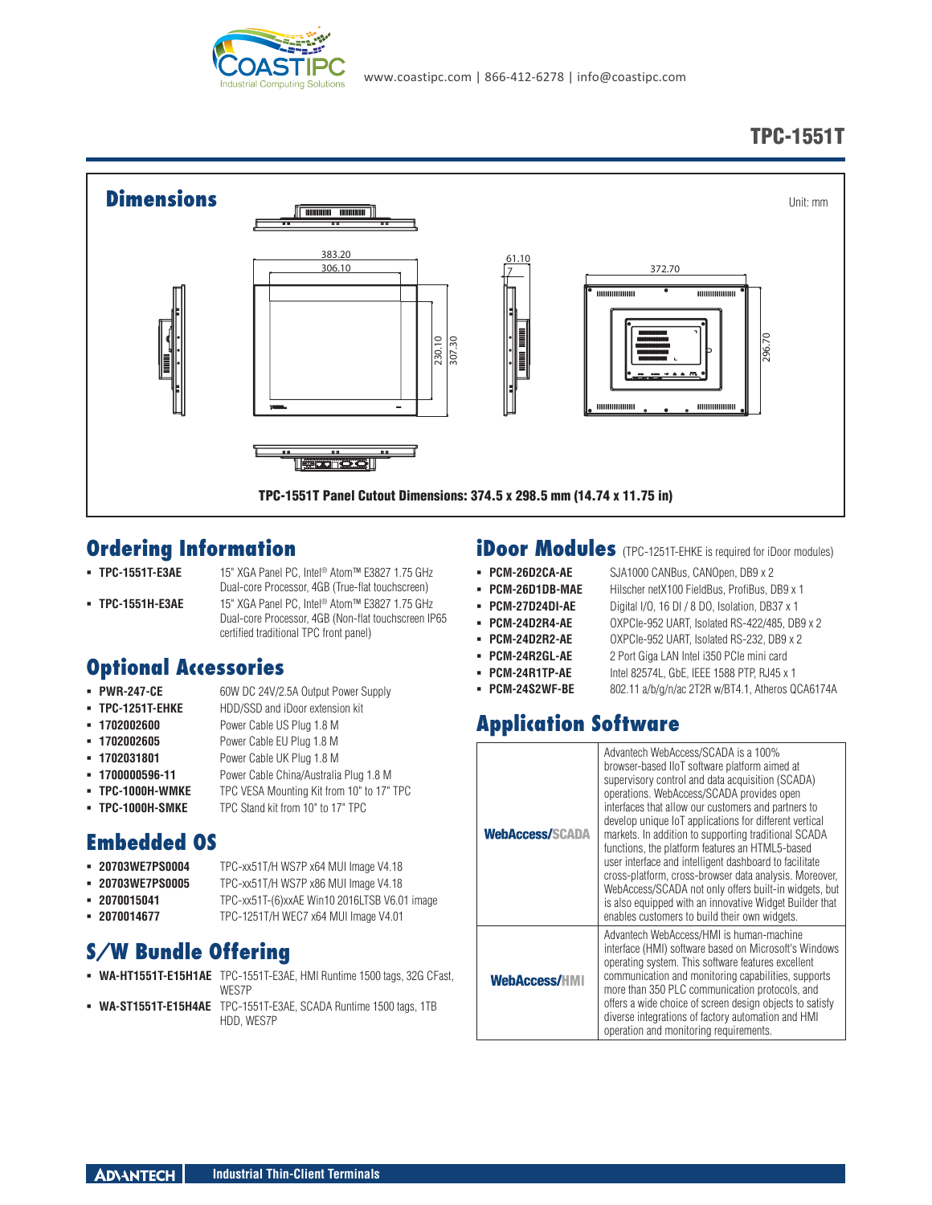# TPC-1551T

## Dimensions

Unit: mm

383.20
306.10
230.10
307.30
61.10
7
372.70
296.70

**TPC-1551T Panel Cutout Dimensions: 374.5 x 298.5 mm (14.74 x 11.75 in)**

## Ordering Information

- **TPC-1551T-E3AE** 15" XGA Panel PC, Intel® Atom™ E3827 1.75 GHz Dual-core Processor, 4GB (True-flat touchscreen)
- **TPC-1551H-E3AE** 15" XGA Panel PC, Intel® Atom™ E3827 1.75 GHz Dual-core Processor, 4GB (Non-flat touchscreen IP65 certified traditional TPC front panel)

## Optional Accessories

- **PWR-247-CE** 60W DC 24V/2.5A Output Power Supply
- **TPC-1251T-EHKE** HDD/SSD and iDoor extension kit
- **1702002600** Power Cable US Plug 1.8 M
- **1702002605** Power Cable EU Plug 1.8 M
- **1702031801** Power Cable UK Plug 1.8 M
- **1700000596-11** Power Cable China/Australia Plug 1.8 M
- **TPC-1000H-WMKE** TPC VESA Mounting Kit from 10" to 17" TPC
- **TPC-1000H-SMKE** TPC Stand kit from 10" to 17" TPC

## Embedded OS

- **20703WE7PS0004** TPC-xx51T/H WS7P x64 MUI Image V4.18
- **20703WE7PS0005** TPC-xx51T/H WS7P x86 MUI Image V4.18
- **2070015041** TPC-xx51T-(6)xxAE Win10 2016LTSB V6.01 image
- **2070014677** TPC-1251T/H WEC7 x64 MUI Image V4.01

## S/W Bundle Offering

- **WA-HT1551T-E15H1AE** TPC-1551T-E3AE, HMI Runtime 1500 tags, 32G CFast, WES7P
- **WA-ST1551T-E15H4AE** TPC-1551T-E3AE, SCADA Runtime 1500 tags, 1TB HDD, WES7P

## iDoor Modules (TPC-1251T-EHKE is required for iDoor modules)

- **PCM-26D2CA-AE** SJA1000 CANBus, CANOpen, DB9 x 2
- **PCM-26D1DB-MAE** Hilscher netX100 FieldBus, ProfiBus, DB9 x 1
- **PCM-27D24DI-AE** Digital I/O, 16 DI / 8 DO, Isolation, DB37 x 1
- **PCM-24D2R4-AE** OXPCIe-952 UART, Isolated RS-422/485, DB9 x 2
- **PCM-24D2R2-AE** OXPCIe-952 UART, Isolated RS-232, DB9 x 2
- **PCM-24R2GL-AE** 2 Port Giga LAN Intel i350 PCIe mini card
- **PCM-24R1TP-AE** Intel 82574L, GbE, IEEE 1588 PTP, RJ45 x 1
- **PCM-24S2WF-BE** 802.11 a/b/g/n/ac 2T2R w/BT4.1, Atheros QCA6174A

## Application Software

| | |
|---|---|
| **WebAccess/SCADA** | Advantech WebAccess/SCADA is a 100% browser-based IIoT software platform aimed at supervisory control and data acquisition (SCADA) operations. WebAccess/SCADA provides open interfaces that allow our customers and partners to develop unique IoT applications for different vertical markets. In addition to supporting traditional SCADA functions, the platform features an HTML5-based user interface and intelligent dashboard to facilitate cross-platform, cross-browser data analysis. Moreover, WebAccess/SCADA not only offers built-in widgets, but is also equipped with an innovative Widget Builder that enables customers to build their own widgets. |
| **WebAccess/HMI** | Advantech WebAccess/HMI is human-machine interface (HMI) software based on Microsoft's Windows operating system. This software features excellent communication and monitoring capabilities, supports more than 350 PLC communication protocols, and offers a wide choice of screen design objects to satisfy diverse integrations of factory automation and HMI operation and monitoring requirements. |